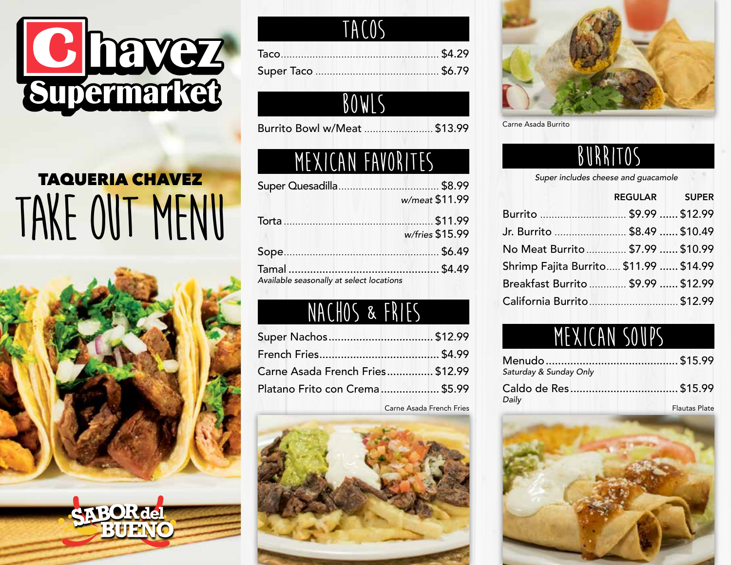# Chavez Supermarket

## TAQUERIA CHAVEZ
# TAKE OUT MENU

SABOR del BUENO

## TACOS

| Item | Price |
|---|---|
| Taco | $4.29 |
| Super Taco | $6.79 |

## BOWLS

| Item | Price |
|---|---|
| Burrito Bowl w/Meat | $13.99 |

## MEXICAN FAVORITES

| Item | Price |
|---|---|
| Super Quesadilla | $8.99 |
| *w/meat* | $11.99 |
| Torta | $11.99 |
| *w/fries* | $15.99 |
| Sope | $6.49 |
| Tamal | $4.49 |

*Available seasonally at select locations*

## NACHOS & FRIES

| Item | Price |
|---|---|
| Super Nachos | $12.99 |
| French Fries | $4.99 |
| Carne Asada French Fries | $12.99 |
| Platano Frito con Crema | $5.99 |

Carne Asada French Fries

Carne Asada Burrito

## BURRITOS

*Super includes cheese and guacamole*

| Item | REGULAR | SUPER |
|---|---|---|
| Burrito | $9.99 | $12.99 |
| Jr. Burrito | $8.49 | $10.49 |
| No Meat Burrito | $7.99 | $10.99 |
| Shrimp Fajita Burrito | $11.99 | $14.99 |
| Breakfast Burrito | $9.99 | $12.99 |
| California Burrito | | $12.99 |

## MEXICAN SOUPS

| Item | Price |
|---|---|
| Menudo | $15.99 |
| Caldo de Res | $15.99 |

Menudo: *Saturday & Sunday Only*

Caldo de Res: *Daily*

Flautas Plate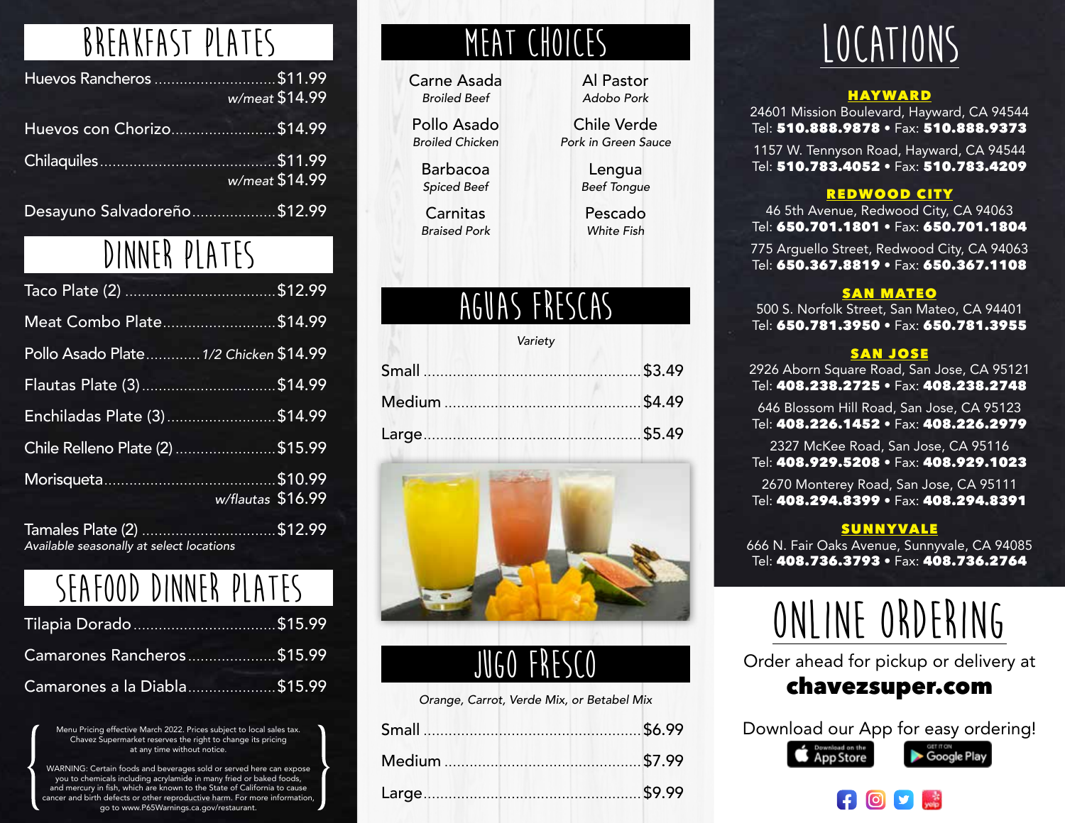## BREAKFAST PLATES

| | |
|---|---|
| Huevos Rancheros | $11.99 |
| *w/meat* | $14.99 |
| Huevos con Chorizo | $14.99 |
| Chilaquiles | $11.99 |
| *w/meat* | $14.99 |
| Desayuno Salvadoreño | $12.99 |

## DINNER PLATES

| | |
|---|---|
| Taco Plate (2) | $12.99 |
| Meat Combo Plate | $14.99 |
| Pollo Asado Plate *1/2 Chicken* | $14.99 |
| Flautas Plate (3) | $14.99 |
| Enchiladas Plate (3) | $14.99 |
| Chile Relleno Plate (2) | $15.99 |
| Morisqueta | $10.99 |
| *w/flautas* | $16.99 |
| Tamales Plate (2) | $12.99 |

*Available seasonally at select locations*

## SEAFOOD DINNER PLATES

| | |
|---|---|
| Tilapia Dorado | $15.99 |
| Camarones Rancheros | $15.99 |
| Camarones a la Diabla | $15.99 |

Menu Pricing effective March 2022. Prices subject to local sales tax. Chavez Supermarket reserves the right to change its pricing at any time without notice.

WARNING: Certain foods and beverages sold or served here can expose you to chemicals including acrylamide in many fried or baked foods, and mercury in fish, which are known to the State of California to cause cancer and birth defects or other reproductive harm. For more information, go to www.P65Warnings.ca.gov/restaurant.

## MEAT CHOICES

Carne Asada
*Broiled Beef*

Al Pastor
*Adobo Pork*

Pollo Asado
*Broiled Chicken*

Chile Verde
*Pork in Green Sauce*

Barbacoa
*Spiced Beef*

Lengua
*Beef Tongue*

Carnitas
*Braised Pork*

Pescado
*White Fish*

## AGUAS FRESCAS

*Variety*

| | |
|---|---|
| Small | $3.49 |
| Medium | $4.49 |
| Large | $5.49 |

## JUGO FRESCO

*Orange, Carrot, Verde Mix, or Betabel Mix*

| | |
|---|---|
| Small | $6.99 |
| Medium | $7.99 |
| Large | $9.99 |

## LOCATIONS

**HAYWARD**

24601 Mission Boulevard, Hayward, CA 94544
Tel: **510.888.9878** • Fax: **510.888.9373**

1157 W. Tennyson Road, Hayward, CA 94544
Tel: **510.783.4052** • Fax: **510.783.4209**

**REDWOOD CITY**

46 5th Avenue, Redwood City, CA 94063
Tel: **650.701.1801** • Fax: **650.701.1804**

775 Arguello Street, Redwood City, CA 94063
Tel: **650.367.8819** • Fax: **650.367.1108**

**SAN MATEO**

500 S. Norfolk Street, San Mateo, CA 94401
Tel: **650.781.3950** • Fax: **650.781.3955**

**SAN JOSE**

2926 Aborn Square Road, San Jose, CA 95121
Tel: **408.238.2725** • Fax: **408.238.2748**

646 Blossom Hill Road, San Jose, CA 95123
Tel: **408.226.1452** • Fax: **408.226.2979**

2327 McKee Road, San Jose, CA 95116
Tel: **408.929.5208** • Fax: **408.929.1023**

2670 Monterey Road, San Jose, CA 95111
Tel: **408.294.8399** • Fax: **408.294.8391**

**SUNNYVALE**

666 N. Fair Oaks Avenue, Sunnyvale, CA 94085
Tel: **408.736.3793** • Fax: **408.736.2764**

## ONLINE ORDERING

Order ahead for pickup or delivery at

**chavezsuper.com**

Download our App for easy ordering!

Download on the App Store

GET IT ON Google Play